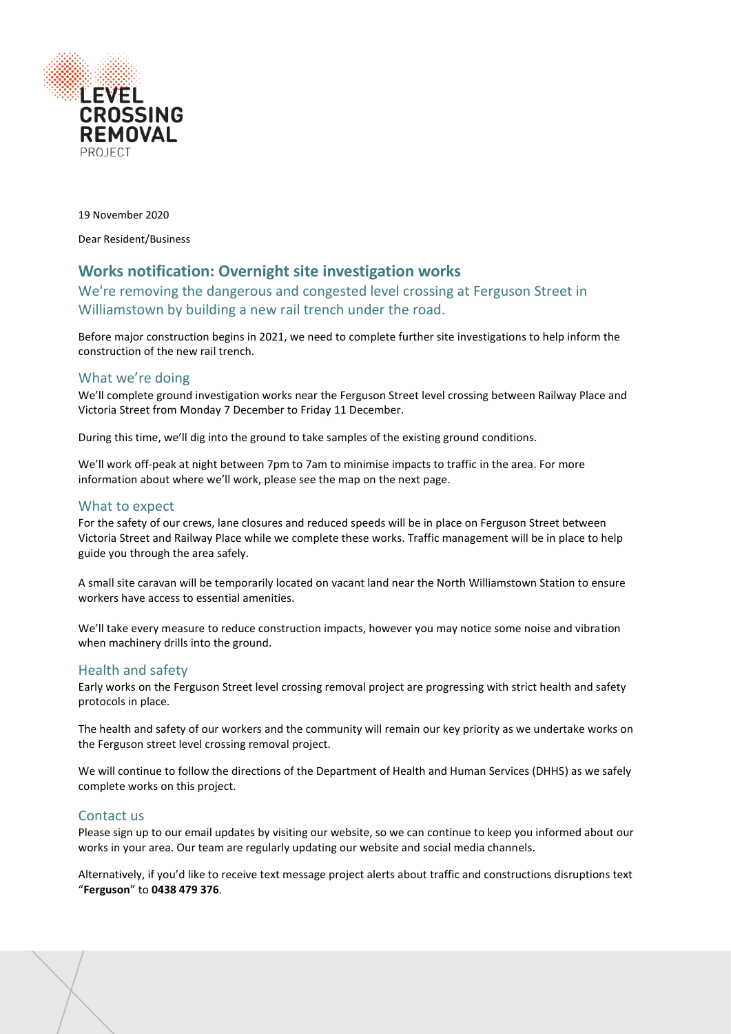LEVEL CROSSING REMOVAL PROJECT

19 November 2020

Dear Resident/Business

# Works notification: Overnight site investigation works

## We're removing the dangerous and congested level crossing at Ferguson Street in Williamstown by building a new rail trench under the road.

Before major construction begins in 2021, we need to complete further site investigations to help inform the construction of the new rail trench.

### What we're doing

We'll complete ground investigation works near the Ferguson Street level crossing between Railway Place and Victoria Street from Monday 7 December to Friday 11 December.

During this time, we'll dig into the ground to take samples of the existing ground conditions.

We'll work off-peak at night between 7pm to 7am to minimise impacts to traffic in the area. For more information about where we'll work, please see the map on the next page.

### What to expect

For the safety of our crews, lane closures and reduced speeds will be in place on Ferguson Street between Victoria Street and Railway Place while we complete these works. Traffic management will be in place to help guide you through the area safely.

A small site caravan will be temporarily located on vacant land near the North Williamstown Station to ensure workers have access to essential amenities.

We'll take every measure to reduce construction impacts, however you may notice some noise and vibration when machinery drills into the ground.

### Health and safety

Early works on the Ferguson Street level crossing removal project are progressing with strict health and safety protocols in place.

The health and safety of our workers and the community will remain our key priority as we undertake works on the Ferguson street level crossing removal project.

We will continue to follow the directions of the Department of Health and Human Services (DHHS) as we safely complete works on this project.

### Contact us

Please sign up to our email updates by visiting our website, so we can continue to keep you informed about our works in your area. Our team are regularly updating our website and social media channels.

Alternatively, if you'd like to receive text message project alerts about traffic and constructions disruptions text "**Ferguson**" to **0438 479 376**.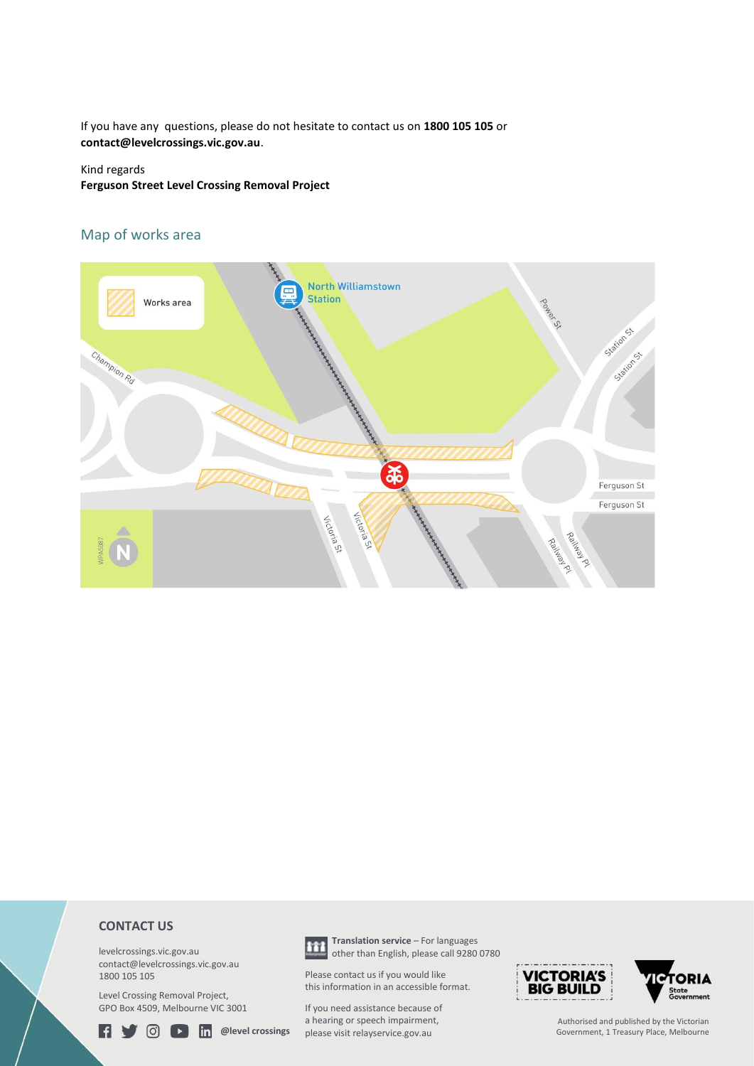If you have any  questions, please do not hesitate to contact us on **1800 105 105** or **contact@levelcrossings.vic.gov.au**.

Kind regards
**Ferguson Street Level Crossing Removal Project**

## Map of works area

Works area

North Williamstown Station

Champion Rd

Power St

Station St

Station St

Ferguson St

Ferguson St

Victoria St

Victoria St

Railway Pl

Railway Pl

N

WPA5087

## CONTACT US

levelcrossings.vic.gov.au
contact@levelcrossings.vic.gov.au
1800 105 105

Level Crossing Removal Project,
GPO Box 4509, Melbourne VIC 3001

@level crossings

**Translation service** – For languages other than English, please call 9280 0780

Please contact us if you would like this information in an accessible format.

If you need assistance because of a hearing or speech impairment, please visit relayservice.gov.au

VICTORIA'S BIG BUILD

VICTORIA State Government

Authorised and published by the Victorian Government, 1 Treasury Place, Melbourne